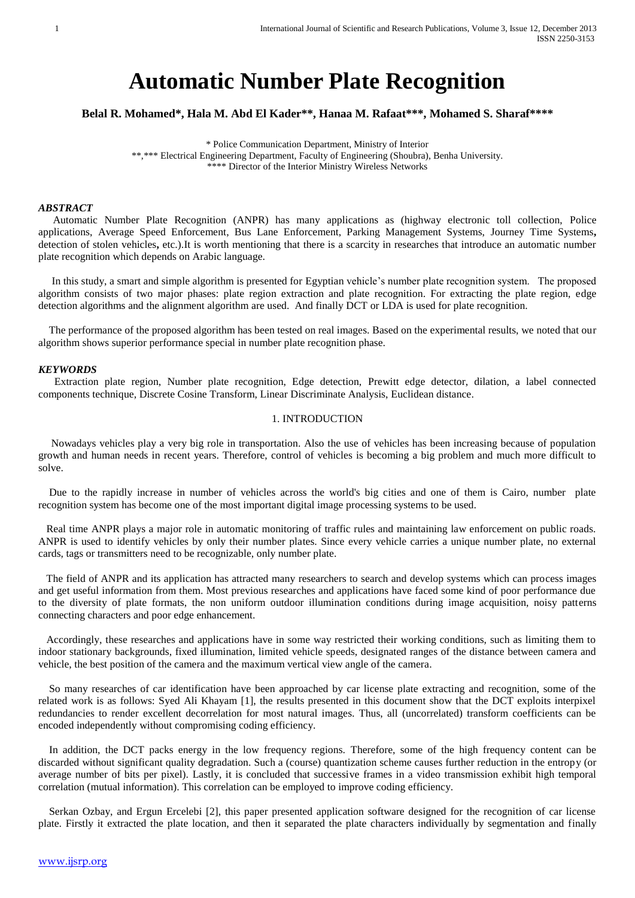# Automatic Number Plate Recognition

**Belal R. Mohamed*, Hala M. Abd El Kader**, Hanaa M. Rafaat***, Mohamed S. Sharaf******

\* Police Communication Department, Ministry of Interior
\*\*,\*\*\* Electrical Engineering Department, Faculty of Engineering (Shoubra), Benha University.
\*\*\*\* Director of the Interior Ministry Wireless Networks

### *ABSTRACT*

Automatic Number Plate Recognition (ANPR) has many applications as (highway electronic toll collection, Police applications, Average Speed Enforcement, Bus Lane Enforcement, Parking Management Systems, Journey Time Systems**,** detection of stolen vehicles**,** etc.).It is worth mentioning that there is a scarcity in researches that introduce an automatic number plate recognition which depends on Arabic language.

In this study, a smart and simple algorithm is presented for Egyptian vehicle's number plate recognition system. The proposed algorithm consists of two major phases: plate region extraction and plate recognition. For extracting the plate region, edge detection algorithms and the alignment algorithm are used. And finally DCT or LDA is used for plate recognition.

The performance of the proposed algorithm has been tested on real images. Based on the experimental results, we noted that our algorithm shows superior performance special in number plate recognition phase.

### *KEYWORDS*

Extraction plate region, Number plate recognition, Edge detection, Prewitt edge detector, dilation, a label connected components technique, Discrete Cosine Transform, Linear Discriminate Analysis, Euclidean distance.

## 1. INTRODUCTION

Nowadays vehicles play a very big role in transportation. Also the use of vehicles has been increasing because of population growth and human needs in recent years. Therefore, control of vehicles is becoming a big problem and much more difficult to solve.

Due to the rapidly increase in number of vehicles across the world's big cities and one of them is Cairo, number plate recognition system has become one of the most important digital image processing systems to be used.

Real time ANPR plays a major role in automatic monitoring of traffic rules and maintaining law enforcement on public roads. ANPR is used to identify vehicles by only their number plates. Since every vehicle carries a unique number plate, no external cards, tags or transmitters need to be recognizable, only number plate.

The field of ANPR and its application has attracted many researchers to search and develop systems which can process images and get useful information from them. Most previous researches and applications have faced some kind of poor performance due to the diversity of plate formats, the non uniform outdoor illumination conditions during image acquisition, noisy patterns connecting characters and poor edge enhancement.

Accordingly, these researches and applications have in some way restricted their working conditions, such as limiting them to indoor stationary backgrounds, fixed illumination, limited vehicle speeds, designated ranges of the distance between camera and vehicle, the best position of the camera and the maximum vertical view angle of the camera.

So many researches of car identification have been approached by car license plate extracting and recognition, some of the related work is as follows: Syed Ali Khayam [1], the results presented in this document show that the DCT exploits interpixel redundancies to render excellent decorrelation for most natural images. Thus, all (uncorrelated) transform coefficients can be encoded independently without compromising coding efficiency.

In addition, the DCT packs energy in the low frequency regions. Therefore, some of the high frequency content can be discarded without significant quality degradation. Such a (course) quantization scheme causes further reduction in the entropy (or average number of bits per pixel). Lastly, it is concluded that successive frames in a video transmission exhibit high temporal correlation (mutual information). This correlation can be employed to improve coding efficiency.

Serkan Ozbay, and Ergun Ercelebi [2], this paper presented application software designed for the recognition of car license plate. Firstly it extracted the plate location, and then it separated the plate characters individually by segmentation and finally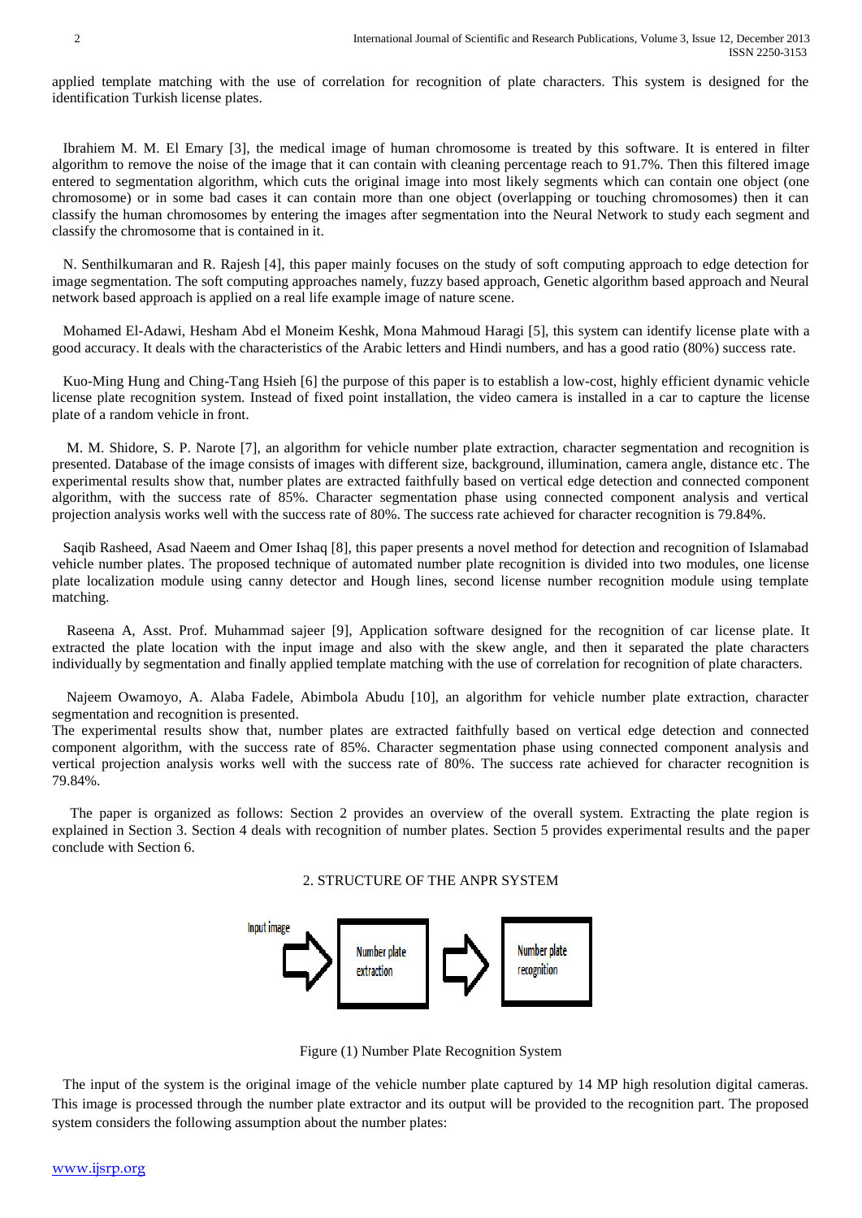applied template matching with the use of correlation for recognition of plate characters. This system is designed for the identification Turkish license plates.

Ibrahiem M. M. El Emary [3], the medical image of human chromosome is treated by this software. It is entered in filter algorithm to remove the noise of the image that it can contain with cleaning percentage reach to 91.7%. Then this filtered image entered to segmentation algorithm, which cuts the original image into most likely segments which can contain one object (one chromosome) or in some bad cases it can contain more than one object (overlapping or touching chromosomes) then it can classify the human chromosomes by entering the images after segmentation into the Neural Network to study each segment and classify the chromosome that is contained in it.

N. Senthilkumaran and R. Rajesh [4], this paper mainly focuses on the study of soft computing approach to edge detection for image segmentation. The soft computing approaches namely, fuzzy based approach, Genetic algorithm based approach and Neural network based approach is applied on a real life example image of nature scene.

Mohamed El-Adawi, Hesham Abd el Moneim Keshk, Mona Mahmoud Haragi [5], this system can identify license plate with a good accuracy. It deals with the characteristics of the Arabic letters and Hindi numbers, and has a good ratio (80%) success rate.

Kuo-Ming Hung and Ching-Tang Hsieh [6] the purpose of this paper is to establish a low-cost, highly efficient dynamic vehicle license plate recognition system. Instead of fixed point installation, the video camera is installed in a car to capture the license plate of a random vehicle in front.

M. M. Shidore, S. P. Narote [7], an algorithm for vehicle number plate extraction, character segmentation and recognition is presented. Database of the image consists of images with different size, background, illumination, camera angle, distance etc. The experimental results show that, number plates are extracted faithfully based on vertical edge detection and connected component algorithm, with the success rate of 85%. Character segmentation phase using connected component analysis and vertical projection analysis works well with the success rate of 80%. The success rate achieved for character recognition is 79.84%.

Saqib Rasheed, Asad Naeem and Omer Ishaq [8], this paper presents a novel method for detection and recognition of Islamabad vehicle number plates. The proposed technique of automated number plate recognition is divided into two modules, one license plate localization module using canny detector and Hough lines, second license number recognition module using template matching.

Raseena A, Asst. Prof. Muhammad sajeer [9], Application software designed for the recognition of car license plate. It extracted the plate location with the input image and also with the skew angle, and then it separated the plate characters individually by segmentation and finally applied template matching with the use of correlation for recognition of plate characters.

Najeem Owamoyo, A. Alaba Fadele, Abimbola Abudu [10], an algorithm for vehicle number plate extraction, character segmentation and recognition is presented.
The experimental results show that, number plates are extracted faithfully based on vertical edge detection and connected component algorithm, with the success rate of 85%. Character segmentation phase using connected component analysis and vertical projection analysis works well with the success rate of 80%. The success rate achieved for character recognition is 79.84%.

The paper is organized as follows: Section 2 provides an overview of the overall system. Extracting the plate region is explained in Section 3. Section 4 deals with recognition of number plates. Section 5 provides experimental results and the paper conclude with Section 6.

## 2. STRUCTURE OF THE ANPR SYSTEM

Input image → Number plate extraction → Number plate recognition

Figure (1) Number Plate Recognition System

The input of the system is the original image of the vehicle number plate captured by 14 MP high resolution digital cameras. This image is processed through the number plate extractor and its output will be provided to the recognition part. The proposed system considers the following assumption about the number plates: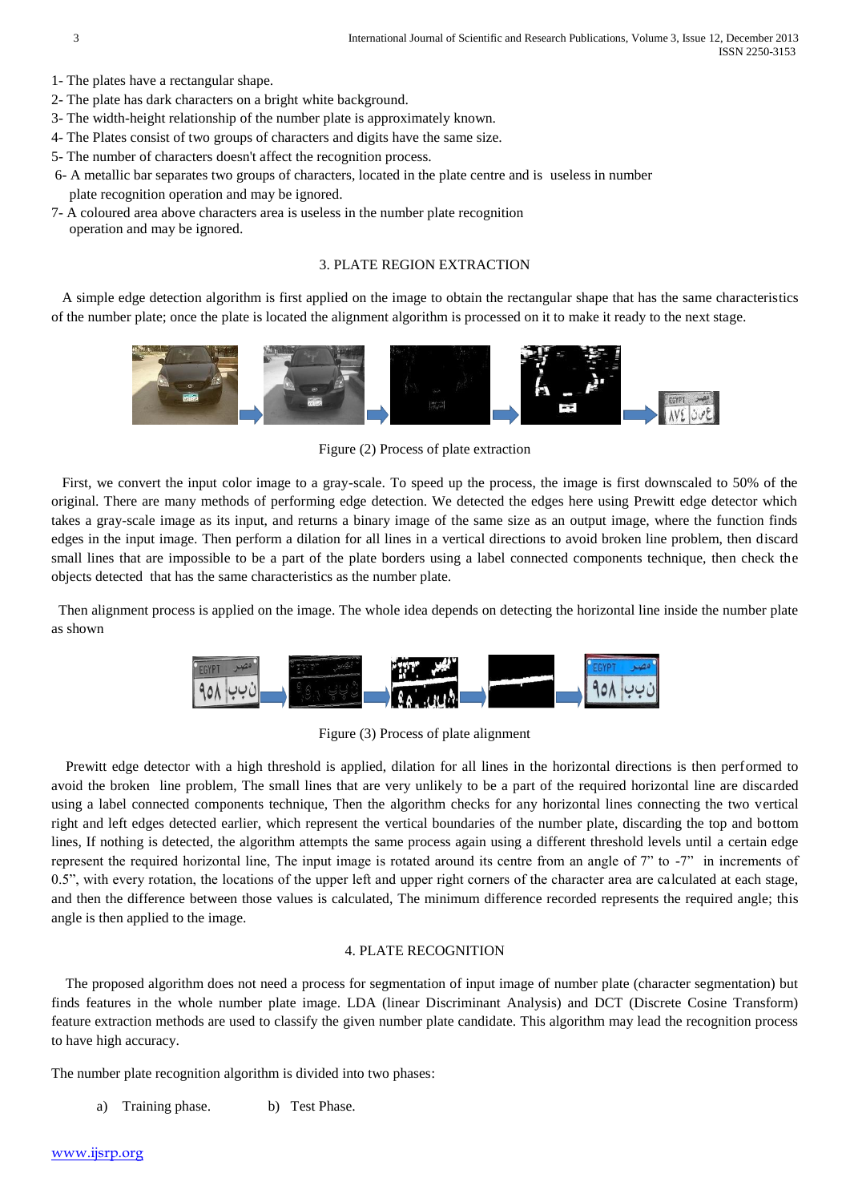1- The plates have a rectangular shape.
2- The plate has dark characters on a bright white background.
3- The width-height relationship of the number plate is approximately known.
4- The Plates consist of two groups of characters and digits have the same size.
5- The number of characters doesn't affect the recognition process.
6- A metallic bar separates two groups of characters, located in the plate centre and is useless in number plate recognition operation and may be ignored.
7- A coloured area above characters area is useless in the number plate recognition operation and may be ignored.

## 3. PLATE REGION EXTRACTION

A simple edge detection algorithm is first applied on the image to obtain the rectangular shape that has the same characteristics of the number plate; once the plate is located the alignment algorithm is processed on it to make it ready to the next stage.

Figure (2) Process of plate extraction

First, we convert the input color image to a gray-scale. To speed up the process, the image is first downscaled to 50% of the original. There are many methods of performing edge detection. We detected the edges here using Prewitt edge detector which takes a gray-scale image as its input, and returns a binary image of the same size as output image, where the function finds edges in the input image. Then perform a dilation for all lines in a vertical directions to avoid broken line problem, then discard small lines that are impossible to be a part of the plate borders using a label connected components technique, then check the objects detected that has the same characteristics as the number plate.

Then alignment process is applied on the image. The whole idea depends on detecting the horizontal line inside the number plate as shown

Figure (3) Process of plate alignment

Prewitt edge detector with a high threshold is applied, dilation for all lines in the horizontal directions is then performed to avoid the broken line problem, The small lines that are very unlikely to be a part of the required horizontal line are discarded using a label connected components technique, Then the algorithm checks for any horizontal lines connecting the two vertical right and left edges detected earlier, which represent the vertical boundaries of the number plate, discarding the top and bottom lines, If nothing is detected, the algorithm attempts the same process again using a different threshold levels until a certain edge represent the required horizontal line, The input image is rotated around its centre from an angle of 7" to -7" in increments of 0.5", with every rotation, the locations of the upper left and upper right corners of the character area are calculated at each stage, and then the difference between those values is calculated, The minimum difference recorded represents the required angle; this angle is then applied to the image.

## 4. PLATE RECOGNITION

The proposed algorithm does not need a process for segmentation of input image of number plate (character segmentation) but finds features in the whole number plate image. LDA (linear Discriminant Analysis) and DCT (Discrete Cosine Transform) feature extraction methods are used to classify the given number plate candidate. This algorithm may lead the recognition process to have high accuracy.

The number plate recognition algorithm is divided into two phases:

a) Training phase.  b) Test Phase.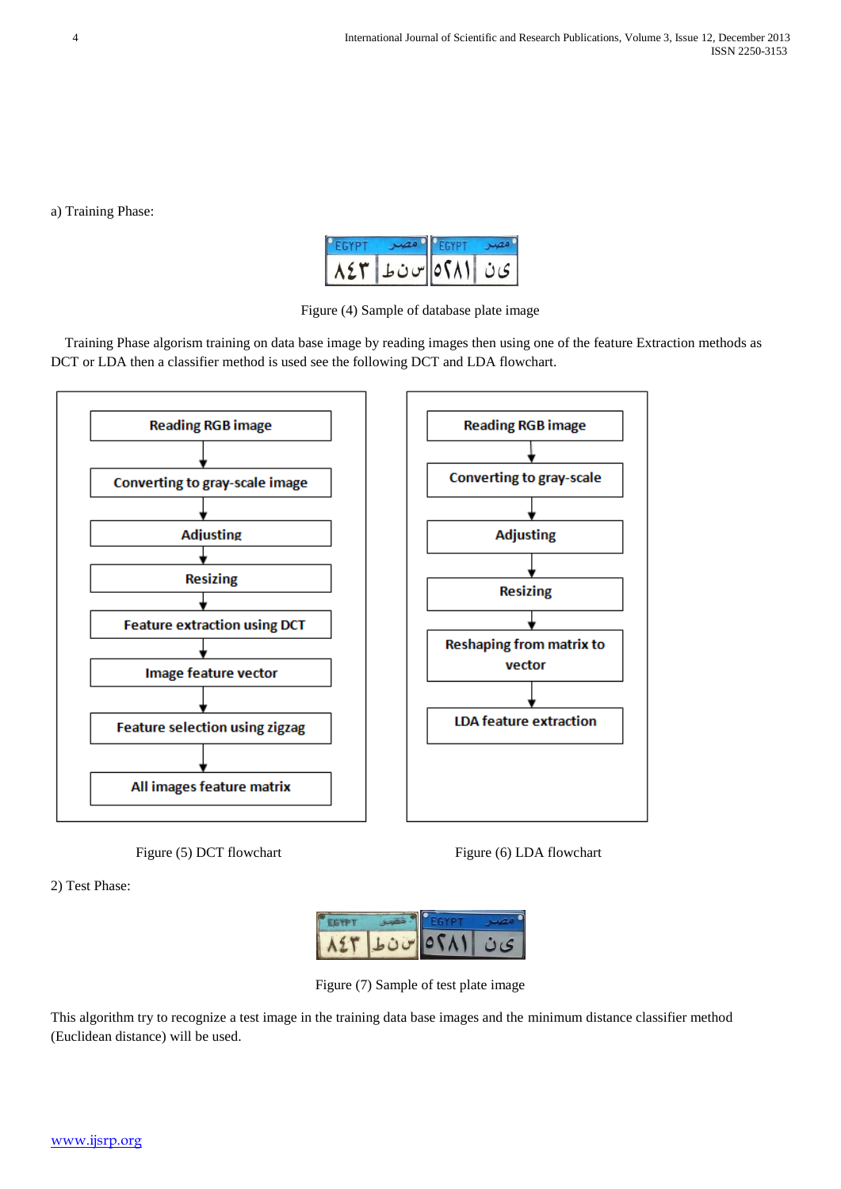a) Training Phase:

Figure (4) Sample of database plate image

Training Phase algorism training on data base image by reading images then using one of the feature Extraction methods as DCT or LDA then a classifier method is used see the following DCT and LDA flowchart.

Reading RGB image → Converting to gray-scale image → Adjusting → Resizing → Feature extraction using DCT → Image feature vector → Feature selection using zigzag → All images feature matrix

Figure (5) DCT flowchart

Reading RGB image → Converting to gray-scale → Adjusting → Resizing → Reshaping from matrix to vector → LDA feature extraction

Figure (6) LDA flowchart

2) Test Phase:

Figure (7) Sample of test plate image

This algorithm try to recognize a test image in the training data base images and the minimum distance classifier method (Euclidean distance) will be used.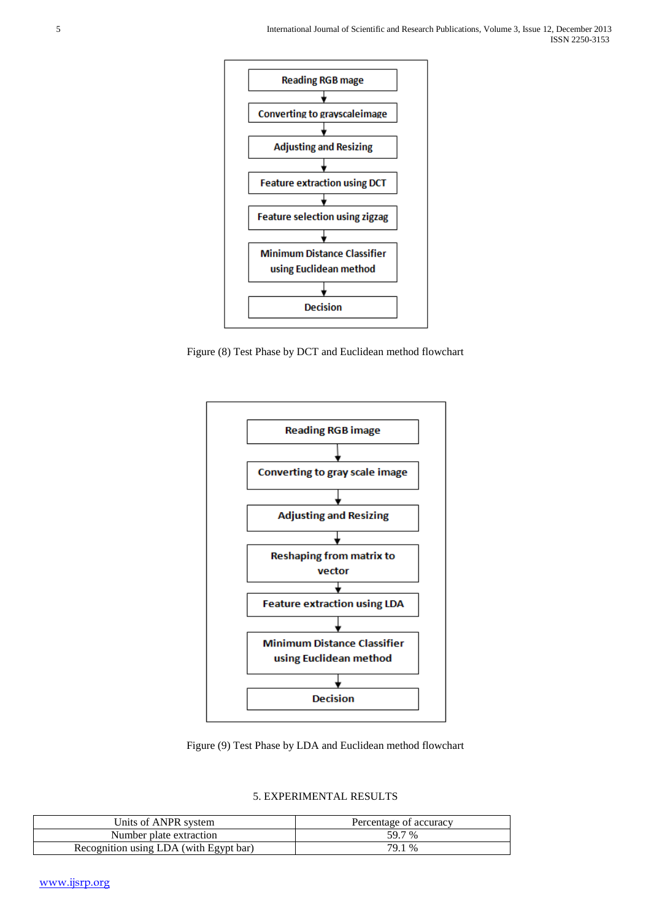Reading RGB mage

Converting to grayscaleimage

Adjusting and Resizing

Feature extraction using DCT

Feature selection using zigzag

Minimum Distance Classifier using Euclidean method

Decision

Figure (8) Test Phase by DCT and Euclidean method flowchart

Reading RGB image

Converting to gray scale image

Adjusting and Resizing

Reshaping from matrix to vector

Feature extraction using LDA

Minimum Distance Classifier using Euclidean method

Decision

Figure (9) Test Phase by LDA and Euclidean method flowchart

## 5. EXPERIMENTAL RESULTS

| Units of ANPR system | Percentage of accuracy |
| --- | --- |
| Number plate extraction | 59.7 % |
| Recognition using LDA (with Egypt bar) | 79.1 % |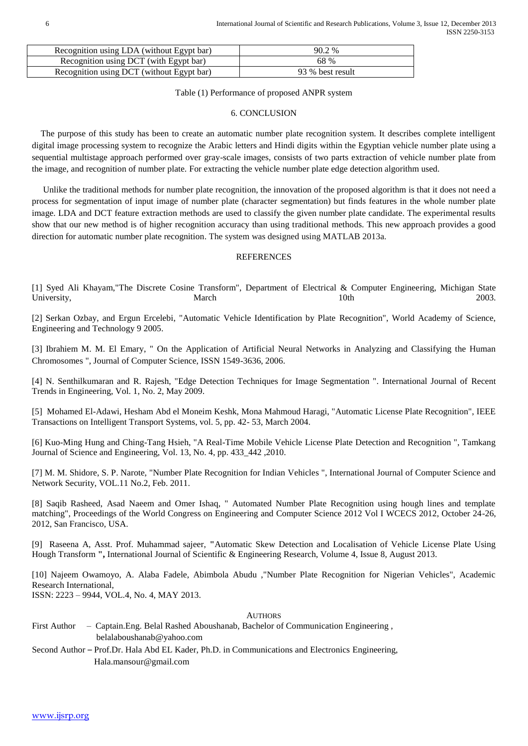| Recognition using LDA (without Egypt bar) | 90.2 % |
|---|---|
| Recognition using DCT (with Egypt bar) | 68 % |
| Recognition using DCT (without Egypt bar) | 93 % best result |

Table (1) Performance of proposed ANPR system

## 6. CONCLUSION

The purpose of this study has been to create an automatic number plate recognition system. It describes complete intelligent digital image processing system to recognize the Arabic letters and Hindi digits within the Egyptian vehicle number plate using a sequential multistage approach performed over gray-scale images, consists of two parts extraction of vehicle number plate from the image, and recognition of number plate. For extracting the vehicle number plate edge detection algorithm used.

Unlike the traditional methods for number plate recognition, the innovation of the proposed algorithm is that it does not need a process for segmentation of input image of number plate (character segmentation) but finds features in the whole number plate image. LDA and DCT feature extraction methods are used to classify the given number plate candidate. The experimental results show that our new method is of higher recognition accuracy than using traditional methods. This new approach provides a good direction for automatic number plate recognition. The system was designed using MATLAB 2013a.

## REFERENCES

[1] Syed Ali Khayam,"The Discrete Cosine Transform", Department of Electrical & Computer Engineering, Michigan State University, March 10th 2003.

[2] Serkan Ozbay, and Ergun Ercelebi, "Automatic Vehicle Identification by Plate Recognition", World Academy of Science, Engineering and Technology 9 2005.

[3] Ibrahiem M. M. El Emary, " On the Application of Artificial Neural Networks in Analyzing and Classifying the Human Chromosomes ", Journal of Computer Science, ISSN 1549-3636, 2006.

[4] N. Senthilkumaran and R. Rajesh, "Edge Detection Techniques for Image Segmentation ". International Journal of Recent Trends in Engineering, Vol. 1, No. 2, May 2009.

[5] Mohamed El-Adawi, Hesham Abd el Moneim Keshk, Mona Mahmoud Haragi, "Automatic License Plate Recognition", IEEE Transactions on Intelligent Transport Systems, vol. 5, pp. 42- 53, March 2004.

[6] Kuo-Ming Hung and Ching-Tang Hsieh, "A Real-Time Mobile Vehicle License Plate Detection and Recognition ", Tamkang Journal of Science and Engineering, Vol. 13, No. 4, pp. 433_442 ,2010.

[7] M. M. Shidore, S. P. Narote, "Number Plate Recognition for Indian Vehicles ", International Journal of Computer Science and Network Security, VOL.11 No.2, Feb. 2011.

[8] Saqib Rasheed, Asad Naeem and Omer Ishaq, " Automated Number Plate Recognition using hough lines and template matching", Proceedings of the World Congress on Engineering and Computer Science 2012 Vol I WCECS 2012, October 24-26, 2012, San Francisco, USA.

[9] Raseena A, Asst. Prof. Muhammad sajeer, **"**Automatic Skew Detection and Localisation of Vehicle License Plate Using Hough Transform **",** International Journal of Scientific & Engineering Research, Volume 4, Issue 8, August 2013.

[10] Najeem Owamoyo, A. Alaba Fadele, Abimbola Abudu ,"Number Plate Recognition for Nigerian Vehicles", Academic Research International,
ISSN: 2223 – 9944, VOL.4, No. 4, MAY 2013.

## AUTHORS

First Author – Captain.Eng. Belal Rashed Aboushanab, Bachelor of Communication Engineering , belalaboushanab@yahoo.com

Second Author – Prof.Dr. Hala Abd EL Kader, Ph.D. in Communications and Electronics Engineering, Hala.mansour@gmail.com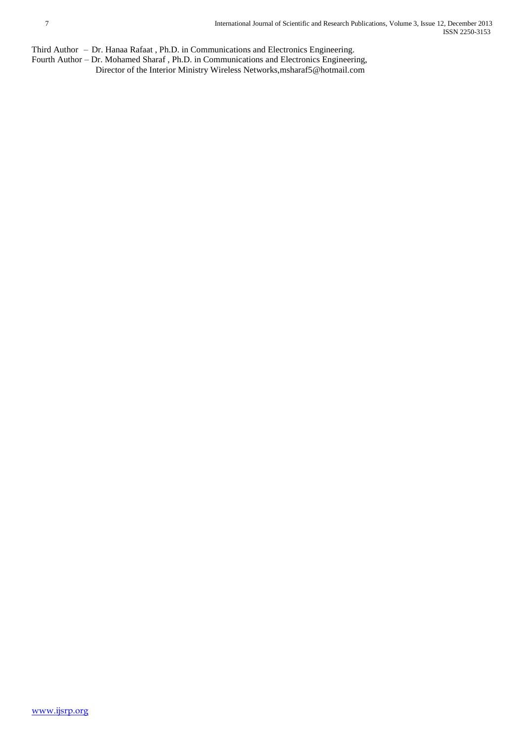Third Author – Dr. Hanaa Rafaat , Ph.D. in Communications and Electronics Engineering.

Fourth Author – Dr. Mohamed Sharaf , Ph.D. in Communications and Electronics Engineering, Director of the Interior Ministry Wireless Networks,msharaf5@hotmail.com